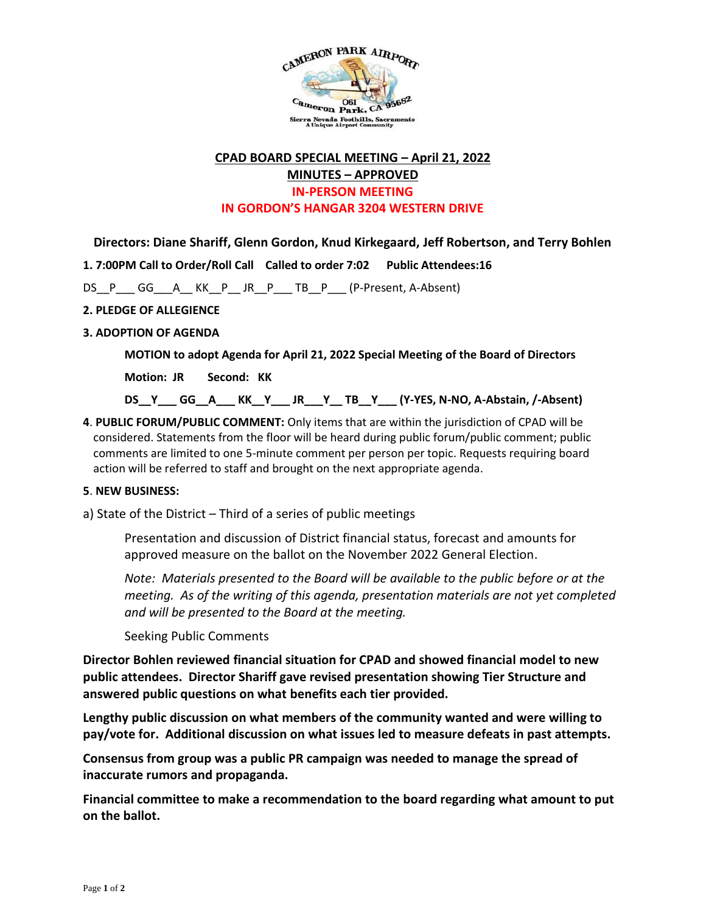**CPAD BOARD SPECIAL MEETING – April 21, 2022**

**MINUTES – APPROVED**

**IN-PERSON MEETING**

**IN GORDON'S HANGAR 3204 WESTERN DRIVE**

**Directors: Diane Shariff, Glenn Gordon, Knud Kirkegaard, Jeff Robertson, and Terry Bohlen**

**1. 7:00PM Call to Order/Roll Call** **Called to order 7:02** **Public Attendees:16**

DS__P___ GG___A__ KK__P__ JR__P___ TB__P___ (P-Present, A-Absent)

**2. PLEDGE OF ALLEGIENCE**

**3. ADOPTION OF AGENDA**

**MOTION to adopt Agenda for April 21, 2022 Special Meeting of the Board of Directors**

**Motion: JR** **Second: KK**

**DS__Y___ GG__A___ KK__Y___ JR___Y__ TB__Y___ (Y-YES, N-NO, A-Abstain, /-Absent)**

**4**. **PUBLIC FORUM/PUBLIC COMMENT:** Only items that are within the jurisdiction of CPAD will be considered. Statements from the floor will be heard during public forum/public comment; public comments are limited to one 5-minute comment per person per topic. Requests requiring board action will be referred to staff and brought on the next appropriate agenda.

**5**. **NEW BUSINESS:**

a) State of the District – Third of a series of public meetings

Presentation and discussion of District financial status, forecast and amounts for approved measure on the ballot on the November 2022 General Election.

*Note: Materials presented to the Board will be available to the public before or at the meeting. As of the writing of this agenda, presentation materials are not yet completed and will be presented to the Board at the meeting.*

Seeking Public Comments

**Director Bohlen reviewed financial situation for CPAD and showed financial model to new public attendees. Director Shariff gave revised presentation showing Tier Structure and answered public questions on what benefits each tier provided.**

**Lengthy public discussion on what members of the community wanted and were willing to pay/vote for. Additional discussion on what issues led to measure defeats in past attempts.**

**Consensus from group was a public PR campaign was needed to manage the spread of inaccurate rumors and propaganda.**

**Financial committee to make a recommendation to the board regarding what amount to put on the ballot.**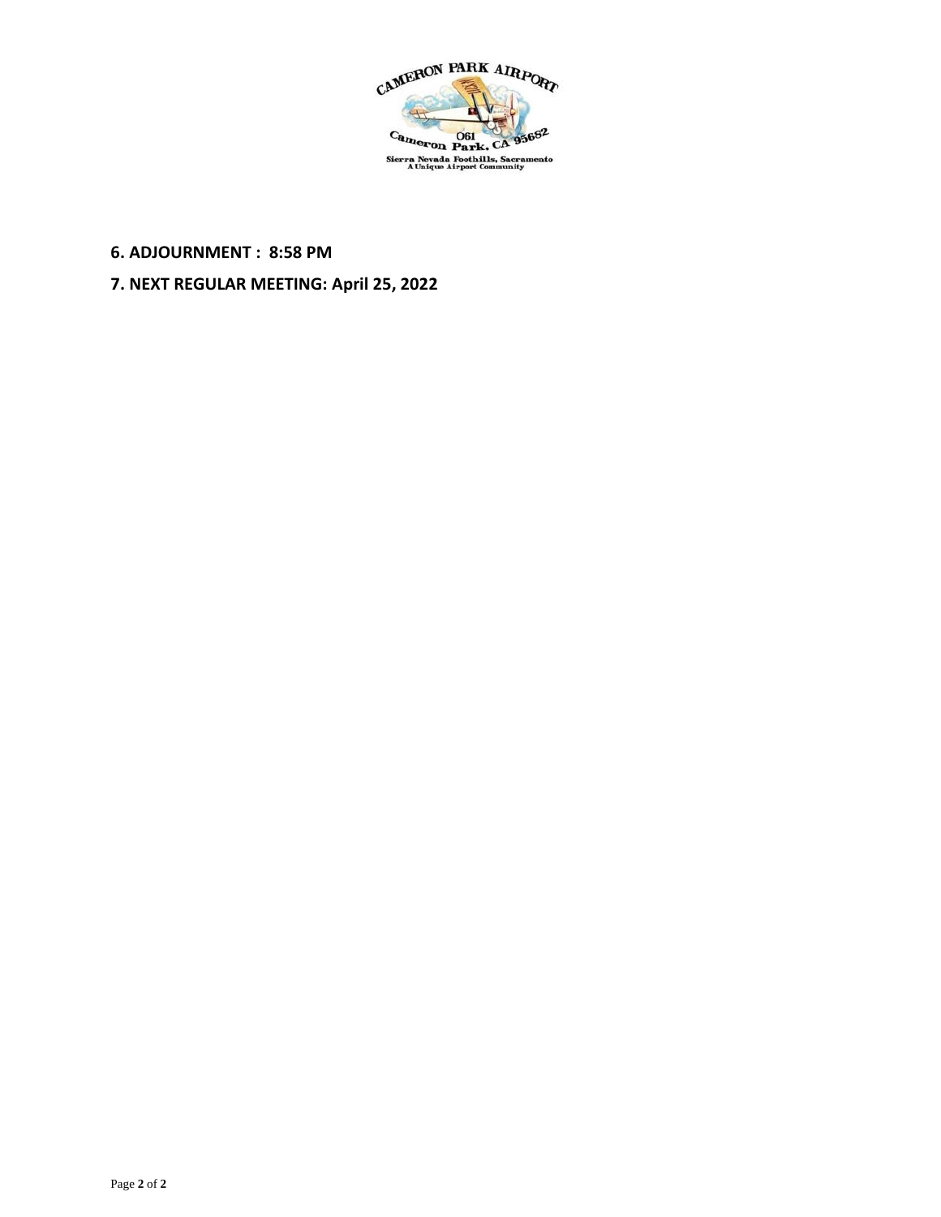**6. ADJOURNMENT : 8:58 PM**

**7. NEXT REGULAR MEETING: April 25, 2022**